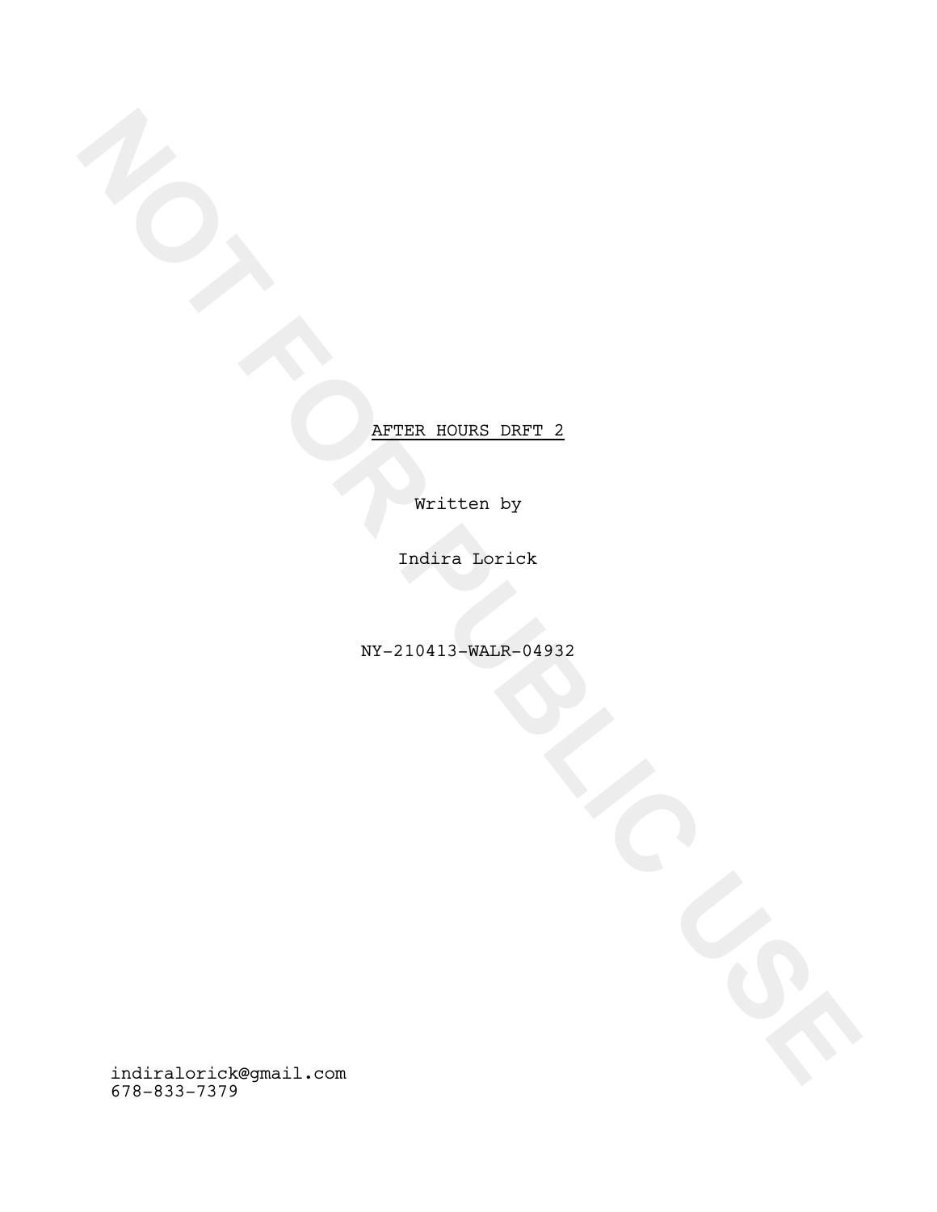AFTER HOURS DRFT 2

Written by

Indira Lorick

NY-210413-WALR-04932

NOT FOR PUBLIC USE

indiralorick@gmail.com
678-833-7379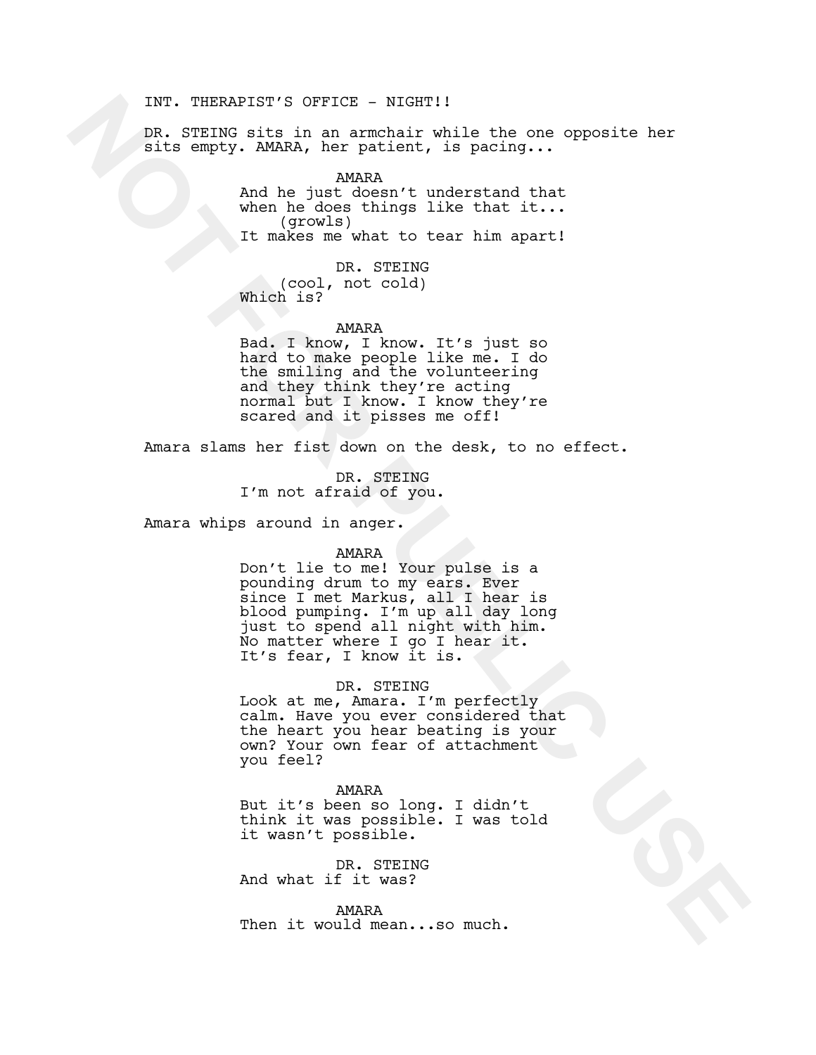INT. THERAPIST'S OFFICE - NIGHT!!

DR. STEING sits in an armchair while the one opposite her sits empty. AMARA, her patient, is pacing...

AMARA
And he just doesn't understand that when he does things like that it...
(growls)
It makes me what to tear him apart!

DR. STEING
(cool, not cold)
Which is?

AMARA
Bad. I know, I know. It's just so hard to make people like me. I do the smiling and the volunteering and they think they're acting normal but I know. I know they're scared and it pisses me off!

Amara slams her fist down on the desk, to no effect.

DR. STEING
I'm not afraid of you.

Amara whips around in anger.

AMARA
Don't lie to me! Your pulse is a pounding drum to my ears. Ever since I met Markus, all I hear is blood pumping. I'm up all day long just to spend all night with him. No matter where I go I hear it. It's fear, I know it is.

DR. STEING
Look at me, Amara. I'm perfectly calm. Have you ever considered that the heart you hear beating is your own? Your own fear of attachment you feel?

AMARA
But it's been so long. I didn't think it was possible. I was told it wasn't possible.

DR. STEING
And what if it was?

AMARA
Then it would mean...so much.

NOT FOR PUBLIC USE